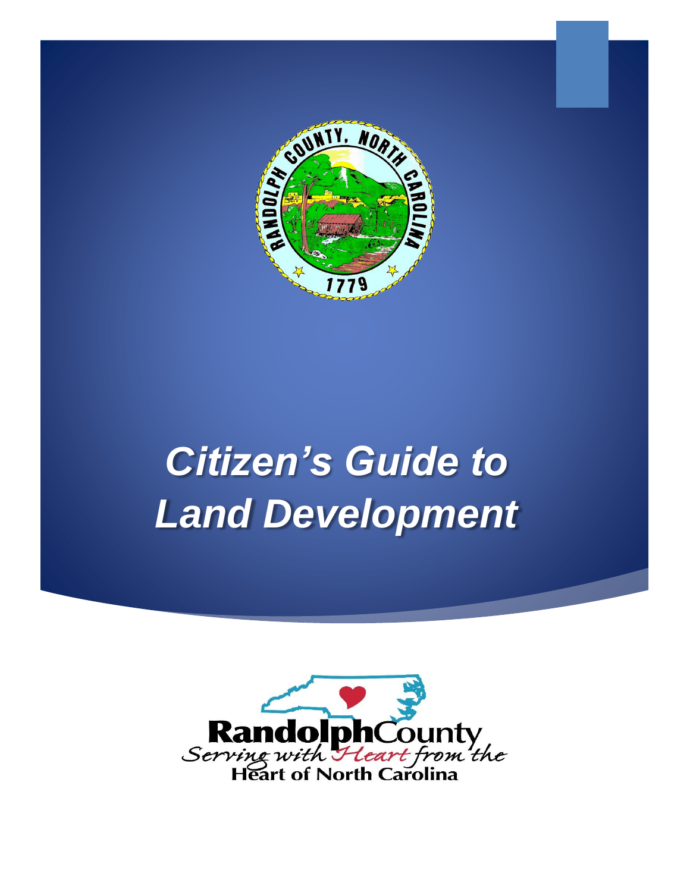# *Citizen's Guide to Land Development*

**Randolph**County

*Serving with Heart from the*

**Heart of North Carolina**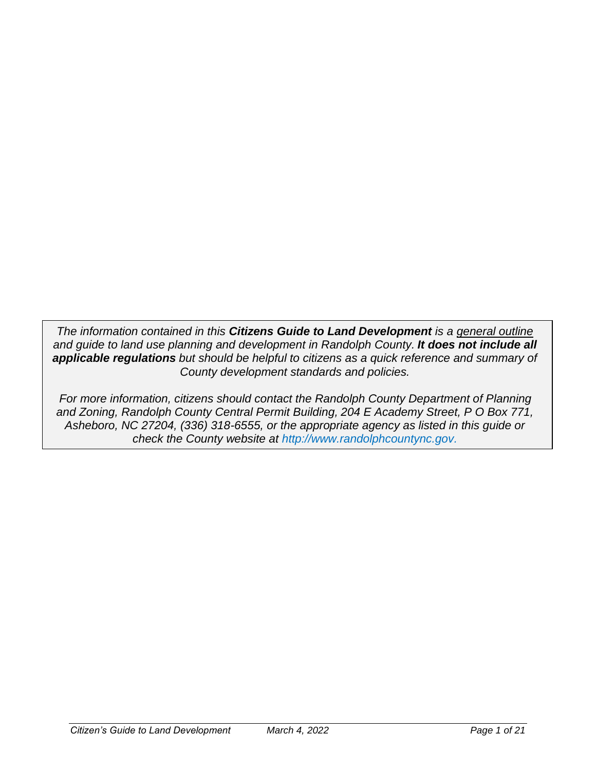*The information contained in this **Citizens Guide to Land Development** is a general outline and guide to land use planning and development in Randolph County. **It does not include all applicable regulations** but should be helpful to citizens as a quick reference and summary of County development standards and policies.*

*For more information, citizens should contact the Randolph County Department of Planning and Zoning, Randolph County Central Permit Building, 204 E Academy Street, P O Box 771, Asheboro, NC 27204, (336) 318-6555, or the appropriate agency as listed in this guide or check the County website at http://www.randolphcountync.gov.*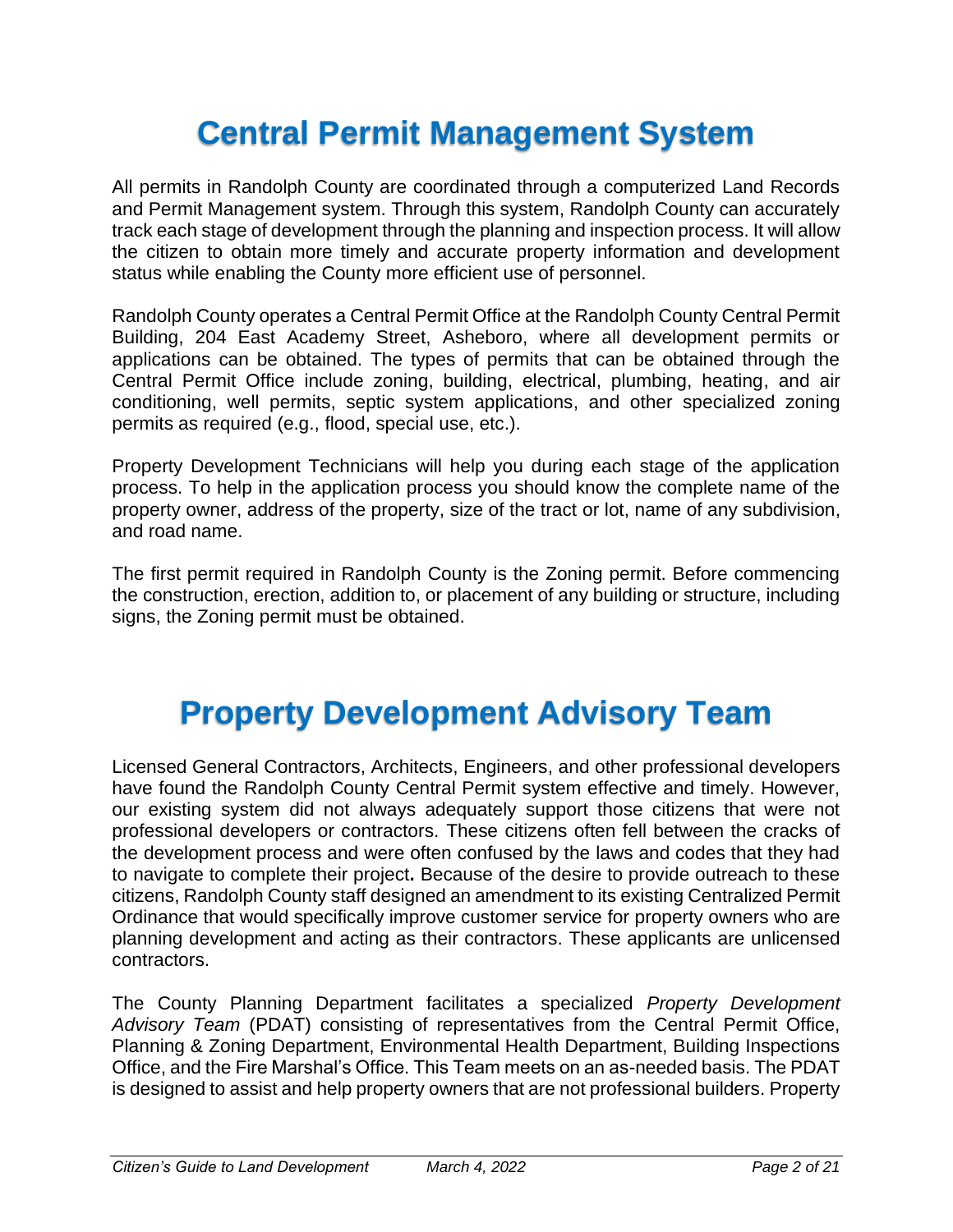# Central Permit Management System

All permits in Randolph County are coordinated through a computerized Land Records and Permit Management system. Through this system, Randolph County can accurately track each stage of development through the planning and inspection process. It will allow the citizen to obtain more timely and accurate property information and development status while enabling the County more efficient use of personnel.

Randolph County operates a Central Permit Office at the Randolph County Central Permit Building, 204 East Academy Street, Asheboro, where all development permits or applications can be obtained. The types of permits that can be obtained through the Central Permit Office include zoning, building, electrical, plumbing, heating, and air conditioning, well permits, septic system applications, and other specialized zoning permits as required (e.g., flood, special use, etc.).

Property Development Technicians will help you during each stage of the application process. To help in the application process you should know the complete name of the property owner, address of the property, size of the tract or lot, name of any subdivision, and road name.

The first permit required in Randolph County is the Zoning permit. Before commencing the construction, erection, addition to, or placement of any building or structure, including signs, the Zoning permit must be obtained.

# Property Development Advisory Team

Licensed General Contractors, Architects, Engineers, and other professional developers have found the Randolph County Central Permit system effective and timely. However, our existing system did not always adequately support those citizens that were not professional developers or contractors. These citizens often fell between the cracks of the development process and were often confused by the laws and codes that they had to navigate to complete their project**.** Because of the desire to provide outreach to these citizens, Randolph County staff designed an amendment to its existing Centralized Permit Ordinance that would specifically improve customer service for property owners who are planning development and acting as their contractors. These applicants are unlicensed contractors.

The County Planning Department facilitates a specialized *Property Development Advisory Team* (PDAT) consisting of representatives from the Central Permit Office, Planning & Zoning Department, Environmental Health Department, Building Inspections Office, and the Fire Marshal's Office. This Team meets on an as-needed basis. The PDAT is designed to assist and help property owners that are not professional builders. Property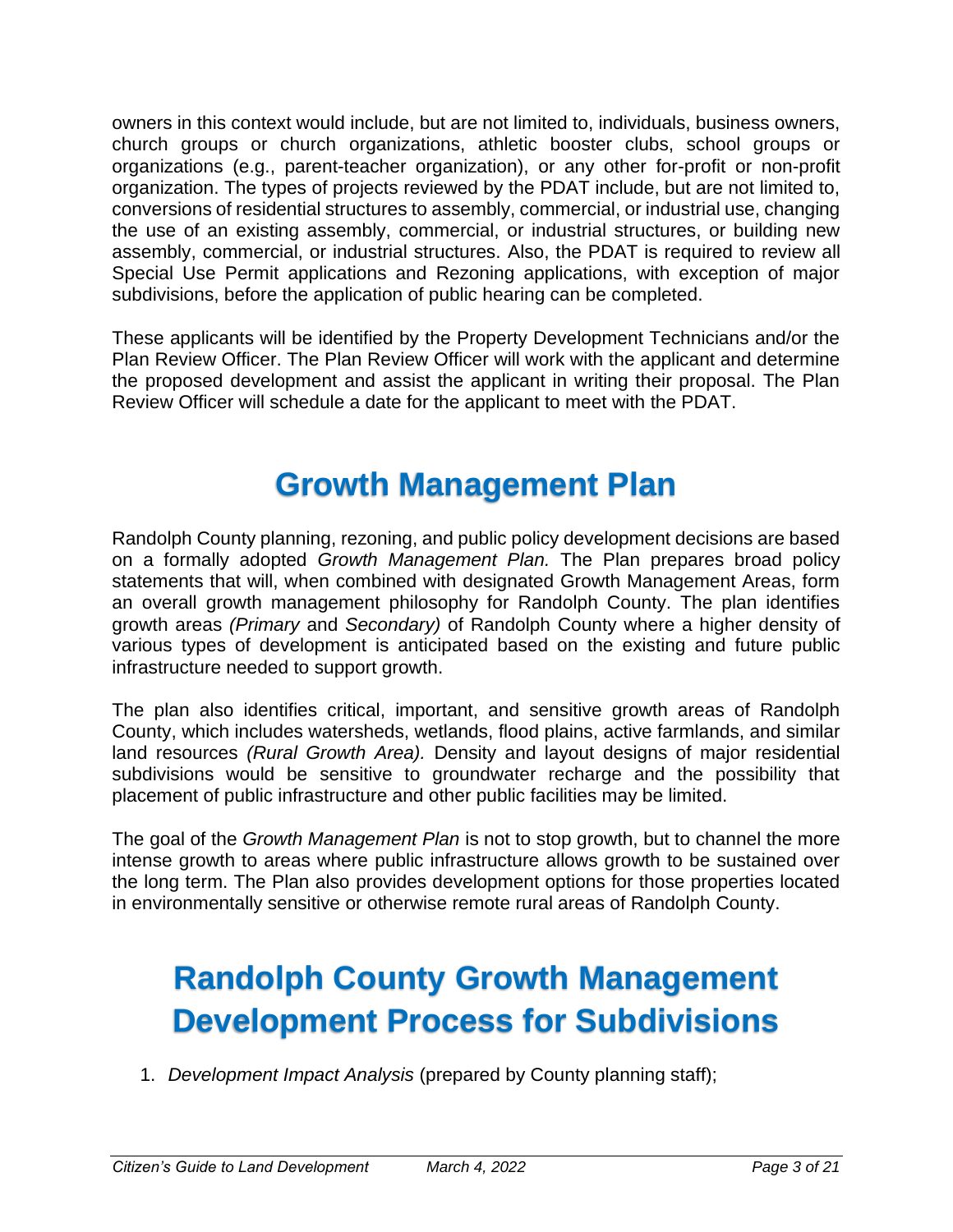owners in this context would include, but are not limited to, individuals, business owners, church groups or church organizations, athletic booster clubs, school groups or organizations (e.g., parent-teacher organization), or any other for-profit or non-profit organization. The types of projects reviewed by the PDAT include, but are not limited to, conversions of residential structures to assembly, commercial, or industrial use, changing the use of an existing assembly, commercial, or industrial structures, or building new assembly, commercial, or industrial structures. Also, the PDAT is required to review all Special Use Permit applications and Rezoning applications, with exception of major subdivisions, before the application of public hearing can be completed.

These applicants will be identified by the Property Development Technicians and/or the Plan Review Officer. The Plan Review Officer will work with the applicant and determine the proposed development and assist the applicant in writing their proposal. The Plan Review Officer will schedule a date for the applicant to meet with the PDAT.

# Growth Management Plan

Randolph County planning, rezoning, and public policy development decisions are based on a formally adopted *Growth Management Plan.* The Plan prepares broad policy statements that will, when combined with designated Growth Management Areas, form an overall growth management philosophy for Randolph County. The plan identifies growth areas *(Primary* and *Secondary)* of Randolph County where a higher density of various types of development is anticipated based on the existing and future public infrastructure needed to support growth.

The plan also identifies critical, important, and sensitive growth areas of Randolph County, which includes watersheds, wetlands, flood plains, active farmlands, and similar land resources *(Rural Growth Area).* Density and layout designs of major residential subdivisions would be sensitive to groundwater recharge and the possibility that placement of public infrastructure and other public facilities may be limited.

The goal of the *Growth Management Plan* is not to stop growth, but to channel the more intense growth to areas where public infrastructure allows growth to be sustained over the long term. The Plan also provides development options for those properties located in environmentally sensitive or otherwise remote rural areas of Randolph County.

# Randolph County Growth Management Development Process for Subdivisions

1. *Development Impact Analysis* (prepared by County planning staff);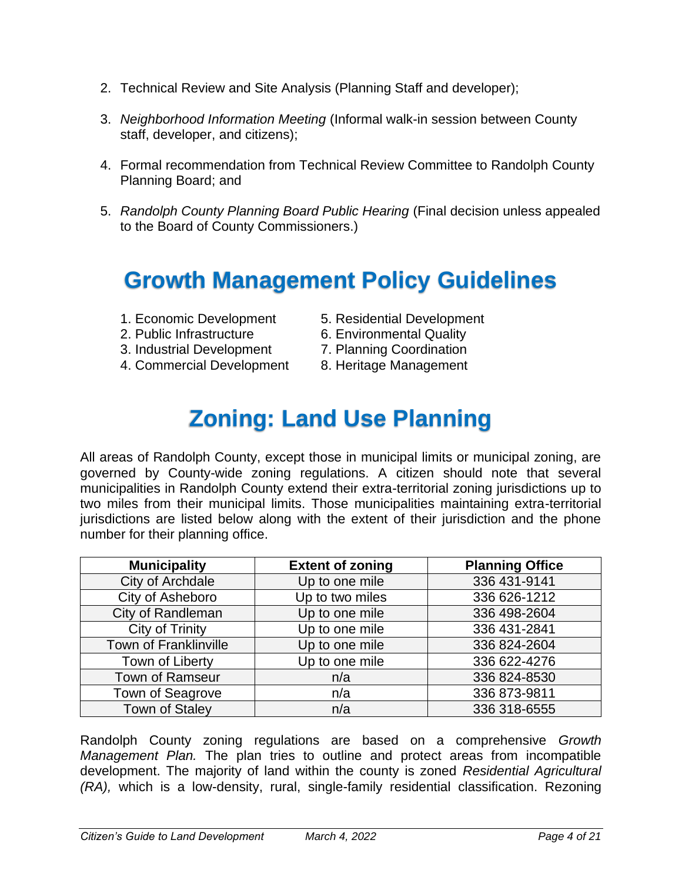2. Technical Review and Site Analysis (Planning Staff and developer);
3. *Neighborhood Information Meeting* (Informal walk-in session between County staff, developer, and citizens);
4. Formal recommendation from Technical Review Committee to Randolph County Planning Board; and
5. *Randolph County Planning Board Public Hearing* (Final decision unless appealed to the Board of County Commissioners.)

# Growth Management Policy Guidelines

1. Economic Development
2. Public Infrastructure
3. Industrial Development
4. Commercial Development
5. Residential Development
6. Environmental Quality
7. Planning Coordination
8. Heritage Management

# Zoning: Land Use Planning

All areas of Randolph County, except those in municipal limits or municipal zoning, are governed by County-wide zoning regulations. A citizen should note that several municipalities in Randolph County extend their extra-territorial zoning jurisdictions up to two miles from their municipal limits. Those municipalities maintaining extra-territorial jurisdictions are listed below along with the extent of their jurisdiction and the phone number for their planning office.

| Municipality | Extent of zoning | Planning Office |
|---|---|---|
| City of Archdale | Up to one mile | 336 431-9141 |
| City of Asheboro | Up to two miles | 336 626-1212 |
| City of Randleman | Up to one mile | 336 498-2604 |
| City of Trinity | Up to one mile | 336 431-2841 |
| Town of Franklinville | Up to one mile | 336 824-2604 |
| Town of Liberty | Up to one mile | 336 622-4276 |
| Town of Ramseur | n/a | 336 824-8530 |
| Town of Seagrove | n/a | 336 873-9811 |
| Town of Staley | n/a | 336 318-6555 |

Randolph County zoning regulations are based on a comprehensive *Growth Management Plan.* The plan tries to outline and protect areas from incompatible development. The majority of land within the county is zoned *Residential Agricultural (RA),* which is a low-density, rural, single-family residential classification. Rezoning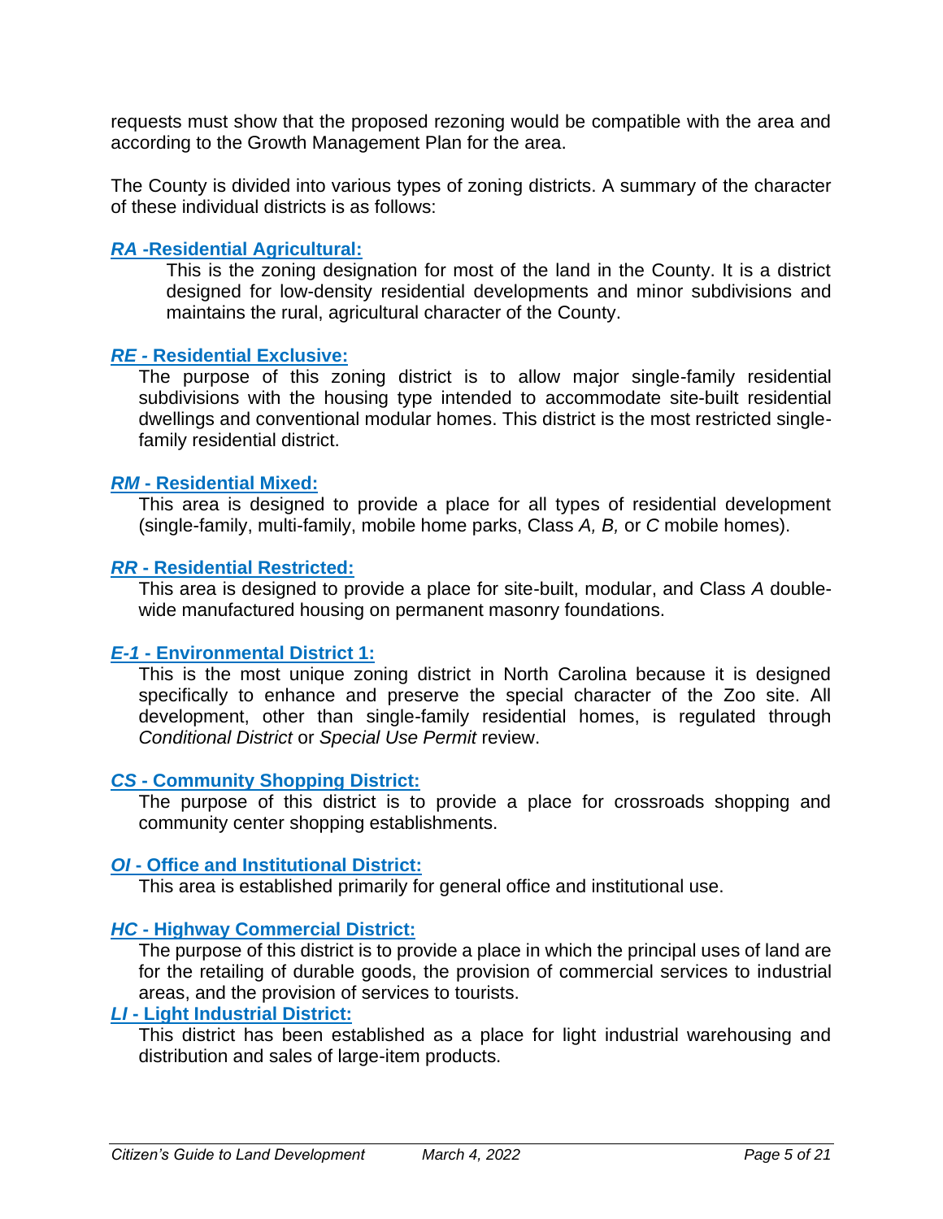requests must show that the proposed rezoning would be compatible with the area and according to the Growth Management Plan for the area.

The County is divided into various types of zoning districts. A summary of the character of these individual districts is as follows:

### ***RA*** **-Residential Agricultural:**

This is the zoning designation for most of the land in the County. It is a district designed for low-density residential developments and minor subdivisions and maintains the rural, agricultural character of the County.

### ***RE*** **- Residential Exclusive:**

The purpose of this zoning district is to allow major single-family residential subdivisions with the housing type intended to accommodate site-built residential dwellings and conventional modular homes. This district is the most restricted single-family residential district.

### ***RM*** **- Residential Mixed:**

This area is designed to provide a place for all types of residential development (single-family, multi-family, mobile home parks, Class *A, B,* or *C* mobile homes).

### ***RR*** **- Residential Restricted:**

This area is designed to provide a place for site-built, modular, and Class *A* double-wide manufactured housing on permanent masonry foundations.

### ***E-1*** **- Environmental District 1:**

This is the most unique zoning district in North Carolina because it is designed specifically to enhance and preserve the special character of the Zoo site. All development, other than single-family residential homes, is regulated through *Conditional District* or *Special Use Permit* review.

### ***CS*** **- Community Shopping District:**

The purpose of this district is to provide a place for crossroads shopping and community center shopping establishments.

### ***OI*** **- Office and Institutional District:**

This area is established primarily for general office and institutional use.

### ***HC*** **- Highway Commercial District:**

The purpose of this district is to provide a place in which the principal uses of land are for the retailing of durable goods, the provision of commercial services to industrial areas, and the provision of services to tourists.

### ***LI*** **- Light Industrial District:**

This district has been established as a place for light industrial warehousing and distribution and sales of large-item products.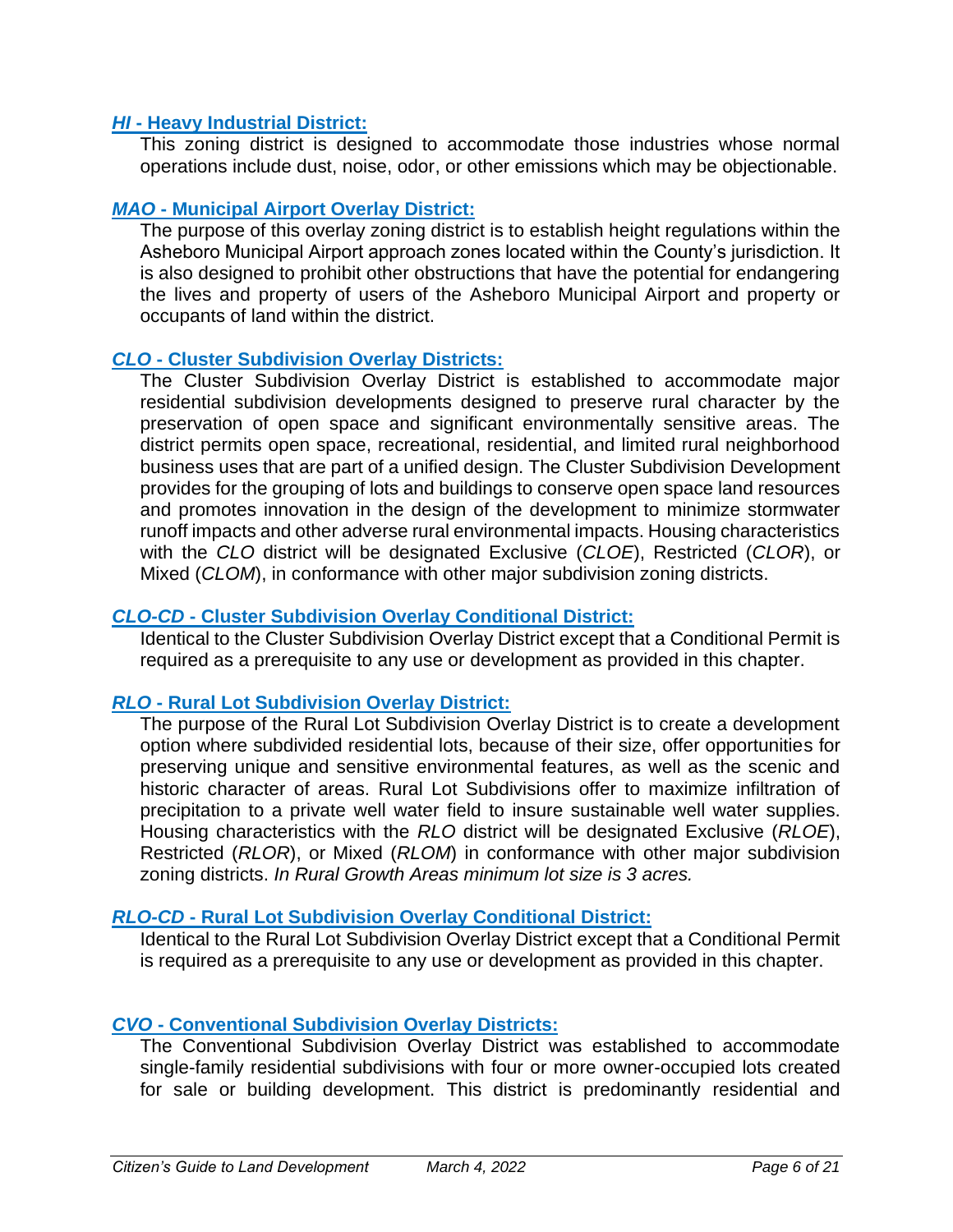### ***HI*** **- Heavy Industrial District:**

This zoning district is designed to accommodate those industries whose normal operations include dust, noise, odor, or other emissions which may be objectionable.

### ***MAO*** **- Municipal Airport Overlay District:**

The purpose of this overlay zoning district is to establish height regulations within the Asheboro Municipal Airport approach zones located within the County's jurisdiction. It is also designed to prohibit other obstructions that have the potential for endangering the lives and property of users of the Asheboro Municipal Airport and property or occupants of land within the district.

### ***CLO*** **- Cluster Subdivision Overlay Districts:**

The Cluster Subdivision Overlay District is established to accommodate major residential subdivision developments designed to preserve rural character by the preservation of open space and significant environmentally sensitive areas. The district permits open space, recreational, residential, and limited rural neighborhood business uses that are part of a unified design. The Cluster Subdivision Development provides for the grouping of lots and buildings to conserve open space land resources and promotes innovation in the design of the development to minimize stormwater runoff impacts and other adverse rural environmental impacts. Housing characteristics with the *CLO* district will be designated Exclusive (*CLOE*), Restricted (*CLOR*), or Mixed (*CLOM*), in conformance with other major subdivision zoning districts.

### ***CLO-CD*** **- Cluster Subdivision Overlay Conditional District:**

Identical to the Cluster Subdivision Overlay District except that a Conditional Permit is required as a prerequisite to any use or development as provided in this chapter.

### ***RLO*** **- Rural Lot Subdivision Overlay District:**

The purpose of the Rural Lot Subdivision Overlay District is to create a development option where subdivided residential lots, because of their size, offer opportunities for preserving unique and sensitive environmental features, as well as the scenic and historic character of areas. Rural Lot Subdivisions offer to maximize infiltration of precipitation to a private well water field to insure sustainable well water supplies. Housing characteristics with the *RLO* district will be designated Exclusive (*RLOE*), Restricted (*RLOR*), or Mixed (*RLOM*) in conformance with other major subdivision zoning districts. *In Rural Growth Areas minimum lot size is 3 acres.*

### ***RLO-CD*** **- Rural Lot Subdivision Overlay Conditional District:**

Identical to the Rural Lot Subdivision Overlay District except that a Conditional Permit is required as a prerequisite to any use or development as provided in this chapter.

### ***CVO*** **- Conventional Subdivision Overlay Districts:**

The Conventional Subdivision Overlay District was established to accommodate single-family residential subdivisions with four or more owner-occupied lots created for sale or building development. This district is predominantly residential and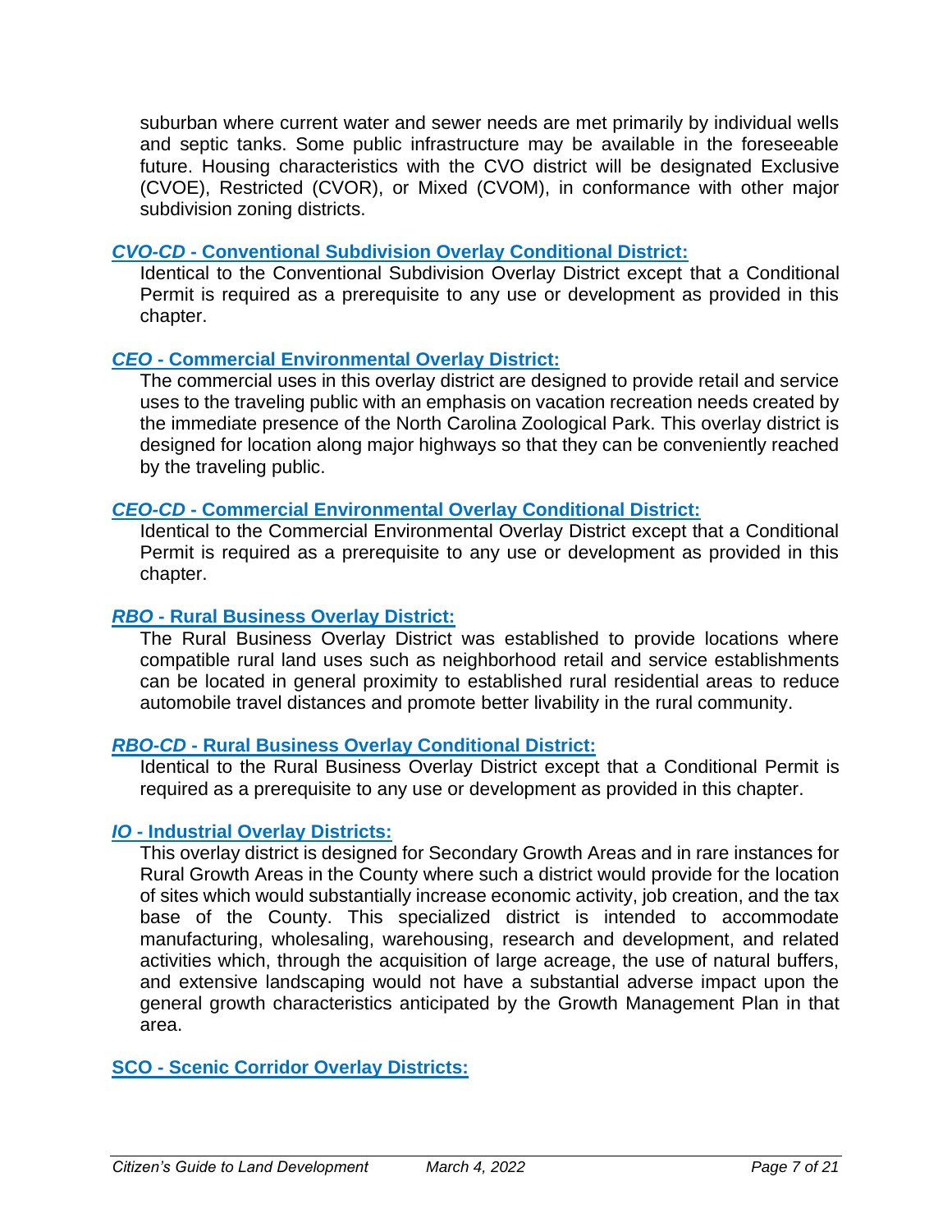suburban where current water and sewer needs are met primarily by individual wells and septic tanks. Some public infrastructure may be available in the foreseeable future. Housing characteristics with the CVO district will be designated Exclusive (CVOE), Restricted (CVOR), or Mixed (CVOM), in conformance with other major subdivision zoning districts.

### ***CVO-CD*** **- Conventional Subdivision Overlay Conditional District:**

Identical to the Conventional Subdivision Overlay District except that a Conditional Permit is required as a prerequisite to any use or development as provided in this chapter.

### ***CEO*** **- Commercial Environmental Overlay District:**

The commercial uses in this overlay district are designed to provide retail and service uses to the traveling public with an emphasis on vacation recreation needs created by the immediate presence of the North Carolina Zoological Park. This overlay district is designed for location along major highways so that they can be conveniently reached by the traveling public.

### ***CEO-CD*** **- Commercial Environmental Overlay Conditional District:**

Identical to the Commercial Environmental Overlay District except that a Conditional Permit is required as a prerequisite to any use or development as provided in this chapter.

### ***RBO*** **- Rural Business Overlay District:**

The Rural Business Overlay District was established to provide locations where compatible rural land uses such as neighborhood retail and service establishments can be located in general proximity to established rural residential areas to reduce automobile travel distances and promote better livability in the rural community.

### ***RBO-CD*** **- Rural Business Overlay Conditional District:**

Identical to the Rural Business Overlay District except that a Conditional Permit is required as a prerequisite to any use or development as provided in this chapter.

### ***IO*** **- Industrial Overlay Districts:**

This overlay district is designed for Secondary Growth Areas and in rare instances for Rural Growth Areas in the County where such a district would provide for the location of sites which would substantially increase economic activity, job creation, and the tax base of the County. This specialized district is intended to accommodate manufacturing, wholesaling, warehousing, research and development, and related activities which, through the acquisition of large acreage, the use of natural buffers, and extensive landscaping would not have a substantial adverse impact upon the general growth characteristics anticipated by the Growth Management Plan in that area.

### **SCO - Scenic Corridor Overlay Districts:**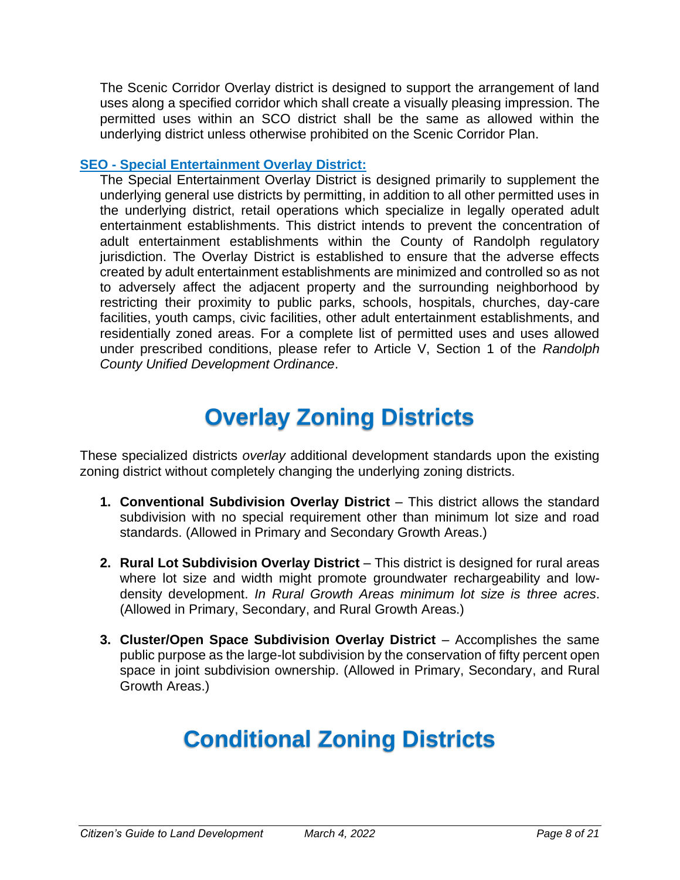The Scenic Corridor Overlay district is designed to support the arrangement of land uses along a specified corridor which shall create a visually pleasing impression. The permitted uses within an SCO district shall be the same as allowed within the underlying district unless otherwise prohibited on the Scenic Corridor Plan.

**SEO - Special Entertainment Overlay District:**

The Special Entertainment Overlay District is designed primarily to supplement the underlying general use districts by permitting, in addition to all other permitted uses in the underlying district, retail operations which specialize in legally operated adult entertainment establishments. This district intends to prevent the concentration of adult entertainment establishments within the County of Randolph regulatory jurisdiction. The Overlay District is established to ensure that the adverse effects created by adult entertainment establishments are minimized and controlled so as not to adversely affect the adjacent property and the surrounding neighborhood by restricting their proximity to public parks, schools, hospitals, churches, day-care facilities, youth camps, civic facilities, other adult entertainment establishments, and residentially zoned areas. For a complete list of permitted uses and uses allowed under prescribed conditions, please refer to Article V, Section 1 of the *Randolph County Unified Development Ordinance*.

# Overlay Zoning Districts

These specialized districts *overlay* additional development standards upon the existing zoning district without completely changing the underlying zoning districts.

1. **Conventional Subdivision Overlay District** – This district allows the standard subdivision with no special requirement other than minimum lot size and road standards. (Allowed in Primary and Secondary Growth Areas.)

2. **Rural Lot Subdivision Overlay District** – This district is designed for rural areas where lot size and width might promote groundwater rechargeability and low-density development. *In Rural Growth Areas minimum lot size is three acres*. (Allowed in Primary, Secondary, and Rural Growth Areas.)

3. **Cluster/Open Space Subdivision Overlay District** – Accomplishes the same public purpose as the large-lot subdivision by the conservation of fifty percent open space in joint subdivision ownership. (Allowed in Primary, Secondary, and Rural Growth Areas.)

# Conditional Zoning Districts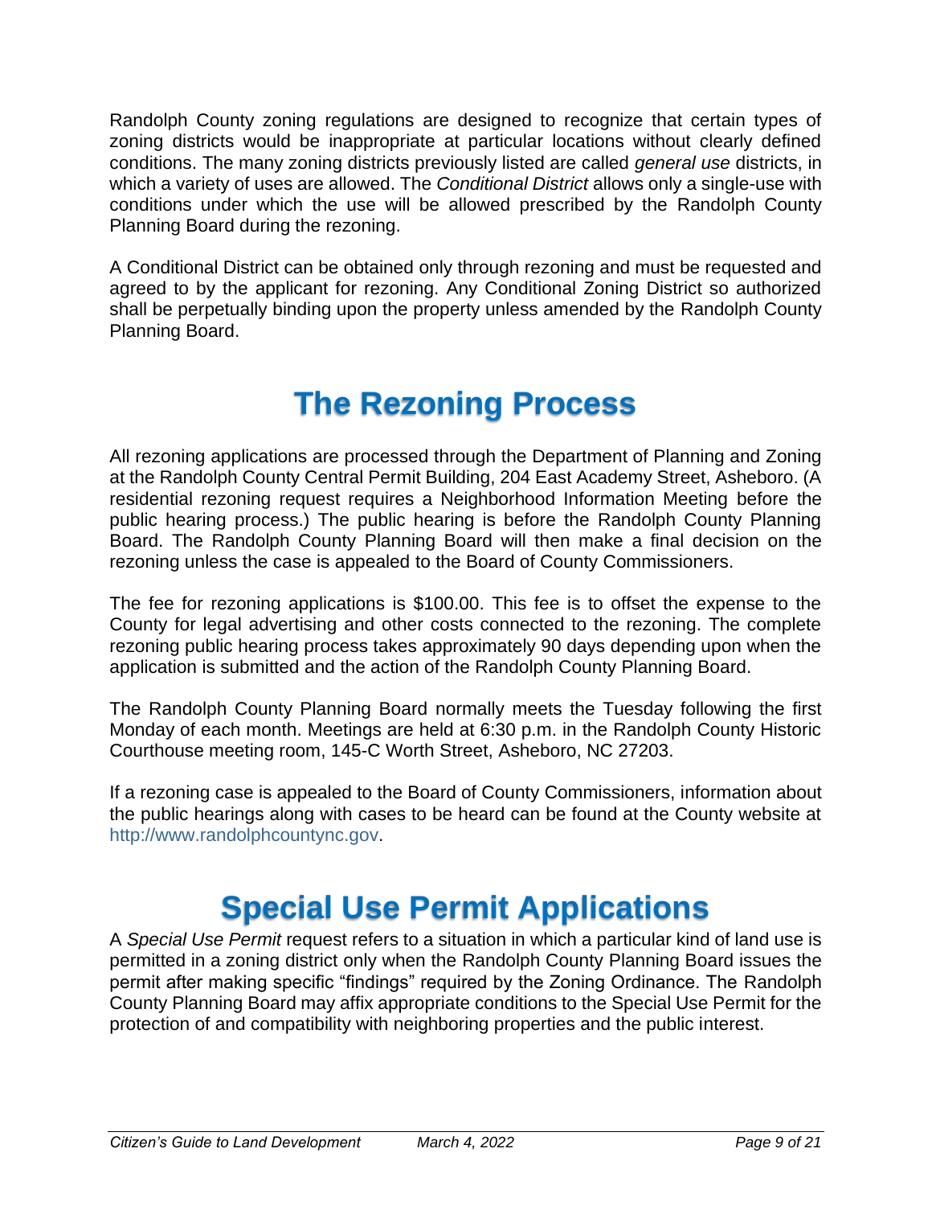Randolph County zoning regulations are designed to recognize that certain types of zoning districts would be inappropriate at particular locations without clearly defined conditions. The many zoning districts previously listed are called *general use* districts, in which a variety of uses are allowed. The *Conditional District* allows only a single-use with conditions under which the use will be allowed prescribed by the Randolph County Planning Board during the rezoning.

A Conditional District can be obtained only through rezoning and must be requested and agreed to by the applicant for rezoning. Any Conditional Zoning District so authorized shall be perpetually binding upon the property unless amended by the Randolph County Planning Board.

# The Rezoning Process

All rezoning applications are processed through the Department of Planning and Zoning at the Randolph County Central Permit Building, 204 East Academy Street, Asheboro. (A residential rezoning request requires a Neighborhood Information Meeting before the public hearing process.) The public hearing is before the Randolph County Planning Board. The Randolph County Planning Board will then make a final decision on the rezoning unless the case is appealed to the Board of County Commissioners.

The fee for rezoning applications is $100.00. This fee is to offset the expense to the County for legal advertising and other costs connected to the rezoning. The complete rezoning public hearing process takes approximately 90 days depending upon when the application is submitted and the action of the Randolph County Planning Board.

The Randolph County Planning Board normally meets the Tuesday following the first Monday of each month. Meetings are held at 6:30 p.m. in the Randolph County Historic Courthouse meeting room, 145-C Worth Street, Asheboro, NC 27203.

If a rezoning case is appealed to the Board of County Commissioners, information about the public hearings along with cases to be heard can be found at the County website at http://www.randolphcountync.gov.

# Special Use Permit Applications

A *Special Use Permit* request refers to a situation in which a particular kind of land use is permitted in a zoning district only when the Randolph County Planning Board issues the permit after making specific "findings" required by the Zoning Ordinance. The Randolph County Planning Board may affix appropriate conditions to the Special Use Permit for the protection of and compatibility with neighboring properties and the public interest.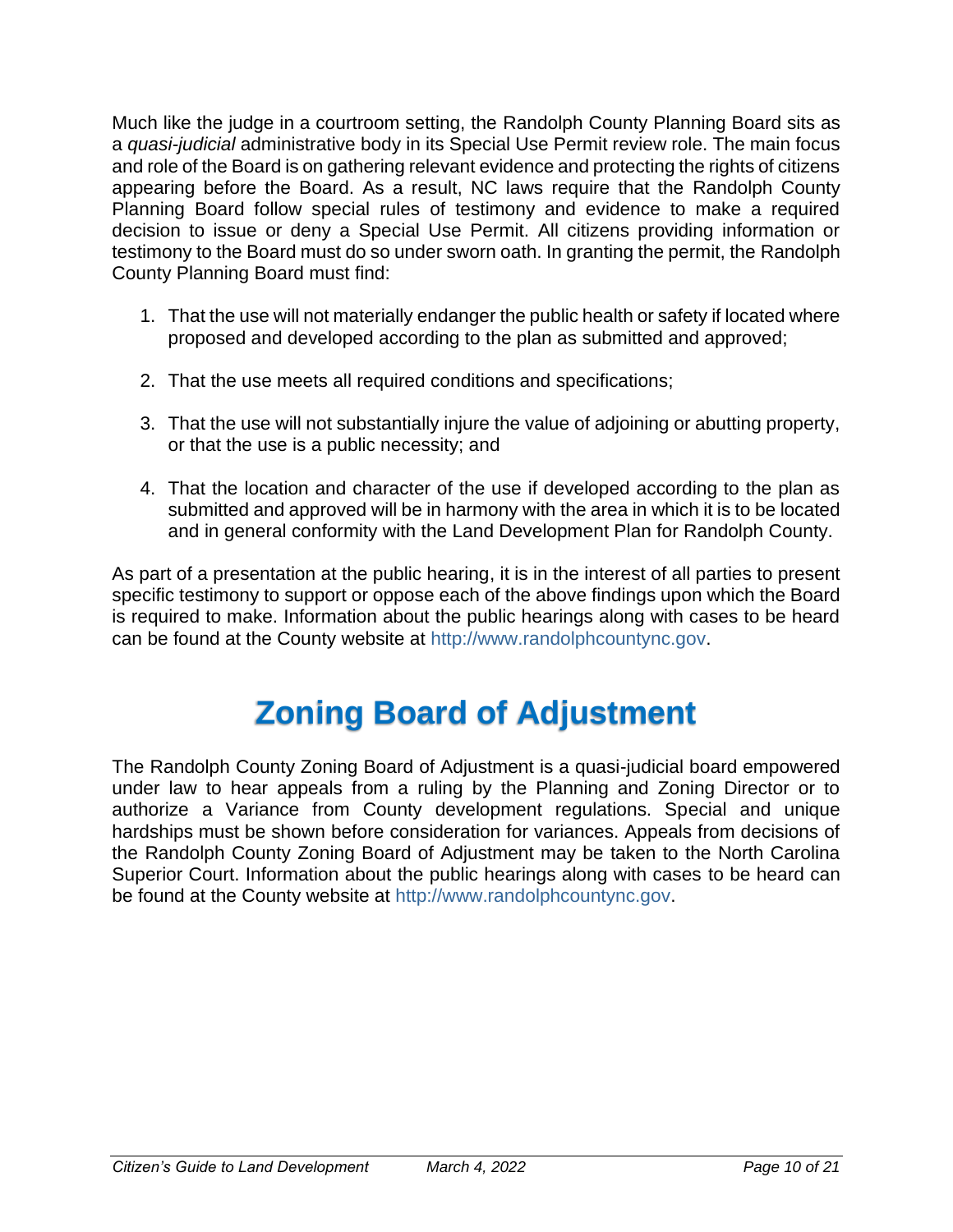Much like the judge in a courtroom setting, the Randolph County Planning Board sits as a *quasi-judicial* administrative body in its Special Use Permit review role. The main focus and role of the Board is on gathering relevant evidence and protecting the rights of citizens appearing before the Board. As a result, NC laws require that the Randolph County Planning Board follow special rules of testimony and evidence to make a required decision to issue or deny a Special Use Permit. All citizens providing information or testimony to the Board must do so under sworn oath. In granting the permit, the Randolph County Planning Board must find:

1. That the use will not materially endanger the public health or safety if located where proposed and developed according to the plan as submitted and approved;

2. That the use meets all required conditions and specifications;

3. That the use will not substantially injure the value of adjoining or abutting property, or that the use is a public necessity; and

4. That the location and character of the use if developed according to the plan as submitted and approved will be in harmony with the area in which it is to be located and in general conformity with the Land Development Plan for Randolph County.

As part of a presentation at the public hearing, it is in the interest of all parties to present specific testimony to support or oppose each of the above findings upon which the Board is required to make. Information about the public hearings along with cases to be heard can be found at the County website at http://www.randolphcountync.gov.

# Zoning Board of Adjustment

The Randolph County Zoning Board of Adjustment is a quasi-judicial board empowered under law to hear appeals from a ruling by the Planning and Zoning Director or to authorize a Variance from County development regulations. Special and unique hardships must be shown before consideration for variances. Appeals from decisions of the Randolph County Zoning Board of Adjustment may be taken to the North Carolina Superior Court. Information about the public hearings along with cases to be heard can be found at the County website at http://www.randolphcountync.gov.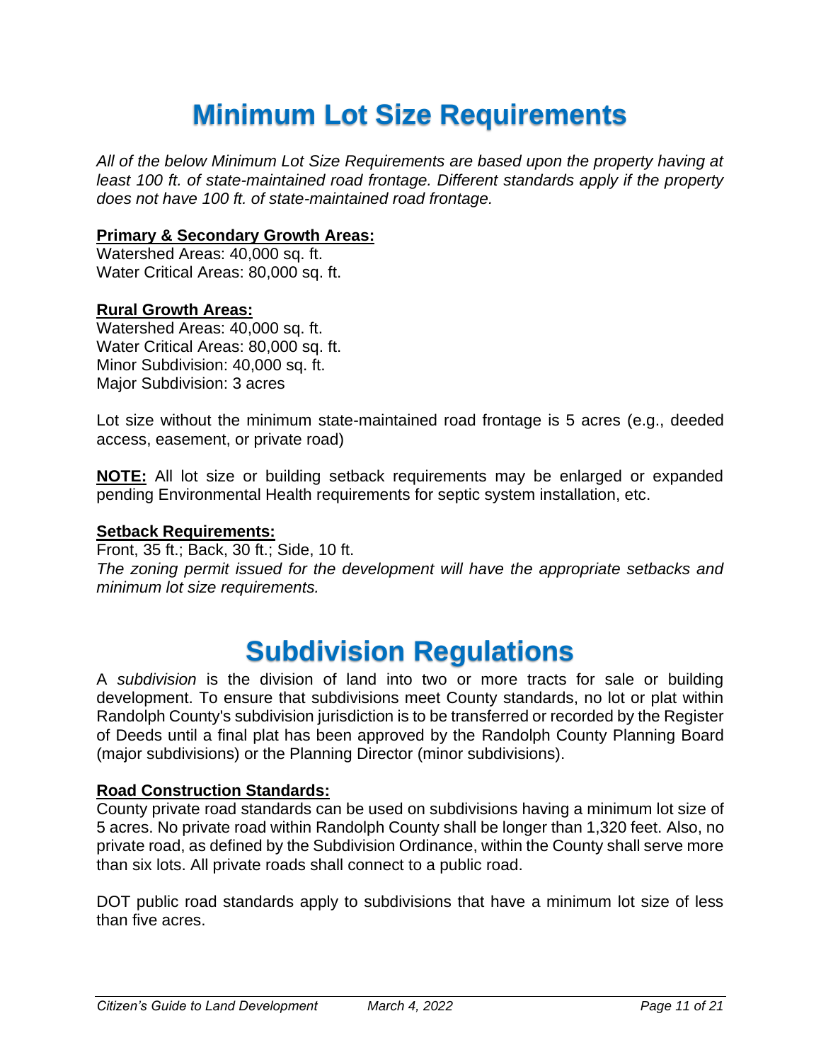# Minimum Lot Size Requirements

*All of the below Minimum Lot Size Requirements are based upon the property having at least 100 ft. of state-maintained road frontage. Different standards apply if the property does not have 100 ft. of state-maintained road frontage.*

**Primary & Secondary Growth Areas:**
Watershed Areas: 40,000 sq. ft.
Water Critical Areas: 80,000 sq. ft.

**Rural Growth Areas:**
Watershed Areas: 40,000 sq. ft.
Water Critical Areas: 80,000 sq. ft.
Minor Subdivision: 40,000 sq. ft.
Major Subdivision: 3 acres

Lot size without the minimum state-maintained road frontage is 5 acres (e.g., deeded access, easement, or private road)

**NOTE:** All lot size or building setback requirements may be enlarged or expanded pending Environmental Health requirements for septic system installation, etc.

**Setback Requirements:**
Front, 35 ft.; Back, 30 ft.; Side, 10 ft.
*The zoning permit issued for the development will have the appropriate setbacks and minimum lot size requirements.*

# Subdivision Regulations

A *subdivision* is the division of land into two or more tracts for sale or building development. To ensure that subdivisions meet County standards, no lot or plat within Randolph County's subdivision jurisdiction is to be transferred or recorded by the Register of Deeds until a final plat has been approved by the Randolph County Planning Board (major subdivisions) or the Planning Director (minor subdivisions).

**Road Construction Standards:**
County private road standards can be used on subdivisions having a minimum lot size of 5 acres. No private road within Randolph County shall be longer than 1,320 feet. Also, no private road, as defined by the Subdivision Ordinance, within the County shall serve more than six lots. All private roads shall connect to a public road.

DOT public road standards apply to subdivisions that have a minimum lot size of less than five acres.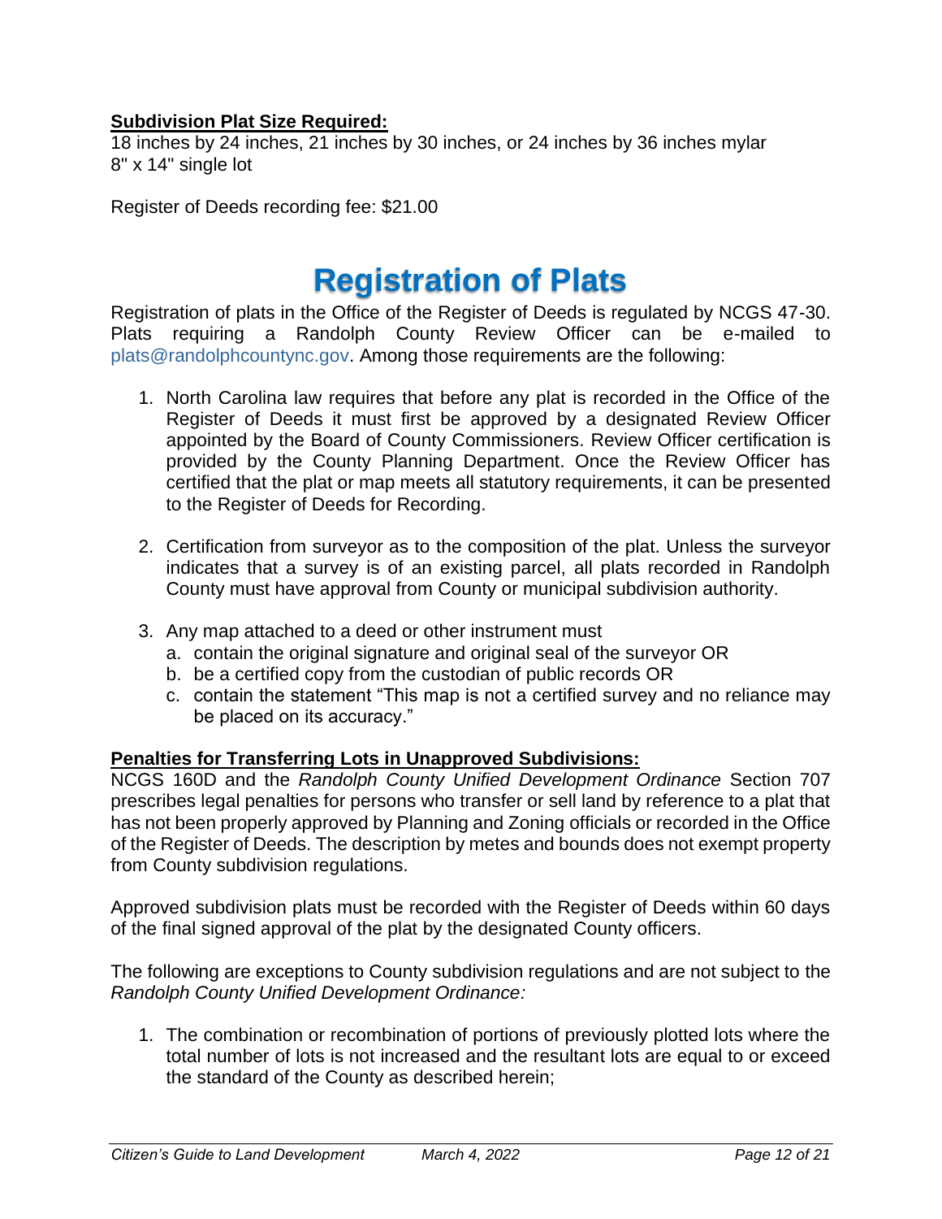**<u>Subdivision Plat Size Required:</u>**
18 inches by 24 inches, 21 inches by 30 inches, or 24 inches by 36 inches mylar
8" x 14" single lot

Register of Deeds recording fee: $21.00

# Registration of Plats

Registration of plats in the Office of the Register of Deeds is regulated by NCGS 47-30. Plats requiring a Randolph County Review Officer can be e-mailed to plats@randolphcountync.gov. Among those requirements are the following:

1. North Carolina law requires that before any plat is recorded in the Office of the Register of Deeds it must first be approved by a designated Review Officer appointed by the Board of County Commissioners. Review Officer certification is provided by the County Planning Department. Once the Review Officer has certified that the plat or map meets all statutory requirements, it can be presented to the Register of Deeds for Recording.

2. Certification from surveyor as to the composition of the plat. Unless the surveyor indicates that a survey is of an existing parcel, all plats recorded in Randolph County must have approval from County or municipal subdivision authority.

3. Any map attached to a deed or other instrument must
   a. contain the original signature and original seal of the surveyor OR
   b. be a certified copy from the custodian of public records OR
   c. contain the statement "This map is not a certified survey and no reliance may be placed on its accuracy."

**<u>Penalties for Transferring Lots in Unapproved Subdivisions:</u>**
NCGS 160D and the *Randolph County Unified Development Ordinance* Section 707 prescribes legal penalties for persons who transfer or sell land by reference to a plat that has not been properly approved by Planning and Zoning officials or recorded in the Office of the Register of Deeds. The description by metes and bounds does not exempt property from County subdivision regulations.

Approved subdivision plats must be recorded with the Register of Deeds within 60 days of the final signed approval of the plat by the designated County officers.

The following are exceptions to County subdivision regulations and are not subject to the *Randolph County Unified Development Ordinance:*

1. The combination or recombination of portions of previously plotted lots where the total number of lots is not increased and the resultant lots are equal to or exceed the standard of the County as described herein;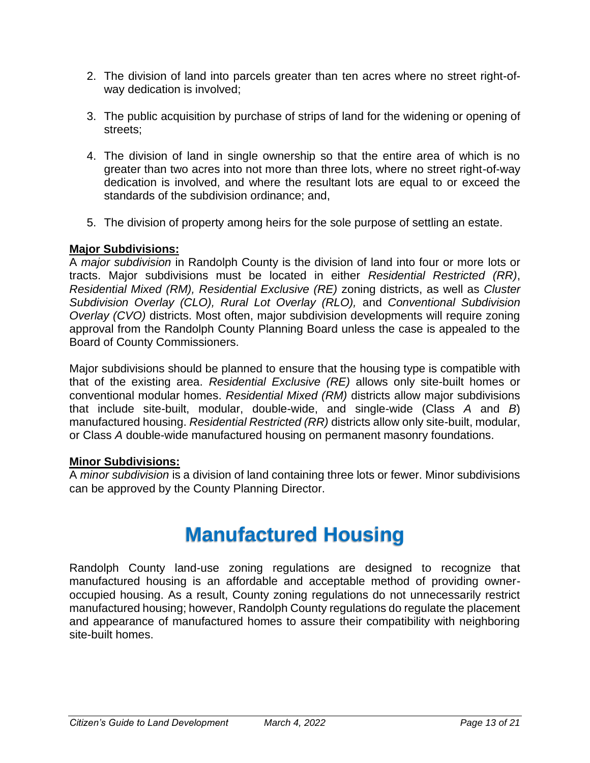2. The division of land into parcels greater than ten acres where no street right-of-way dedication is involved;

3. The public acquisition by purchase of strips of land for the widening or opening of streets;

4. The division of land in single ownership so that the entire area of which is no greater than two acres into not more than three lots, where no street right-of-way dedication is involved, and where the resultant lots are equal to or exceed the standards of the subdivision ordinance; and,

5. The division of property among heirs for the sole purpose of settling an estate.

**Major Subdivisions:**

A *major subdivision* in Randolph County is the division of land into four or more lots or tracts. Major subdivisions must be located in either *Residential Restricted (RR)*, *Residential Mixed (RM), Residential Exclusive (RE)* zoning districts, as well as *Cluster Subdivision Overlay (CLO), Rural Lot Overlay (RLO),* and *Conventional Subdivision Overlay (CVO)* districts. Most often, major subdivision developments will require zoning approval from the Randolph County Planning Board unless the case is appealed to the Board of County Commissioners.

Major subdivisions should be planned to ensure that the housing type is compatible with that of the existing area. *Residential Exclusive (RE)* allows only site-built homes or conventional modular homes. *Residential Mixed (RM)* districts allow major subdivisions that include site-built, modular, double-wide, and single-wide (Class *A* and *B*) manufactured housing. *Residential Restricted (RR)* districts allow only site-built, modular, or Class *A* double-wide manufactured housing on permanent masonry foundations.

**Minor Subdivisions:**

A *minor subdivision* is a division of land containing three lots or fewer. Minor subdivisions can be approved by the County Planning Director.

# Manufactured Housing

Randolph County land-use zoning regulations are designed to recognize that manufactured housing is an affordable and acceptable method of providing owner-occupied housing. As a result, County zoning regulations do not unnecessarily restrict manufactured housing; however, Randolph County regulations do regulate the placement and appearance of manufactured homes to assure their compatibility with neighboring site-built homes.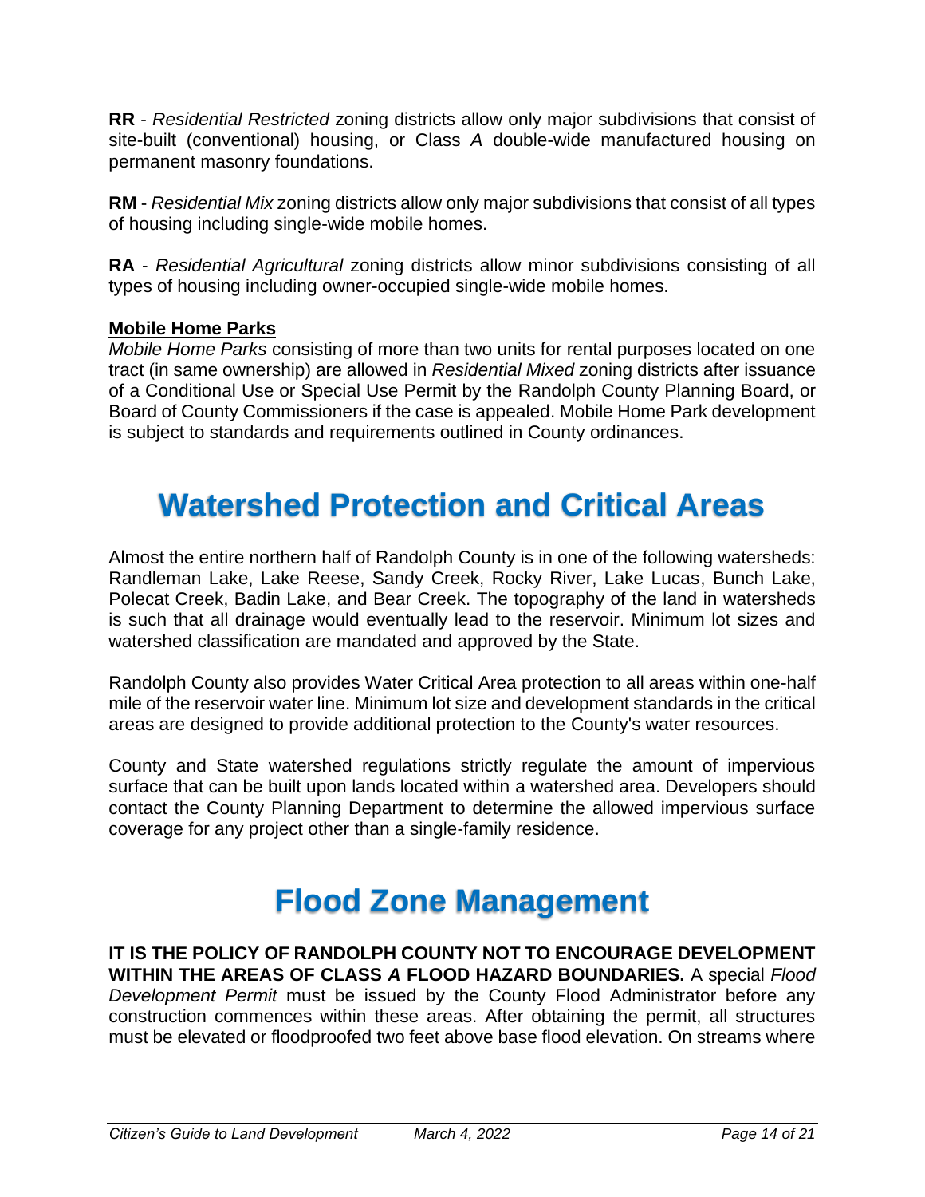**RR** - *Residential Restricted* zoning districts allow only major subdivisions that consist of site-built (conventional) housing, or Class *A* double-wide manufactured housing on permanent masonry foundations.

**RM** - *Residential Mix* zoning districts allow only major subdivisions that consist of all types of housing including single-wide mobile homes.

**RA** - *Residential Agricultural* zoning districts allow minor subdivisions consisting of all types of housing including owner-occupied single-wide mobile homes.

**Mobile Home Parks**

*Mobile Home Parks* consisting of more than two units for rental purposes located on one tract (in same ownership) are allowed in *Residential Mixed* zoning districts after issuance of a Conditional Use or Special Use Permit by the Randolph County Planning Board, or Board of County Commissioners if the case is appealed. Mobile Home Park development is subject to standards and requirements outlined in County ordinances.

# Watershed Protection and Critical Areas

Almost the entire northern half of Randolph County is in one of the following watersheds: Randleman Lake, Lake Reese, Sandy Creek, Rocky River, Lake Lucas, Bunch Lake, Polecat Creek, Badin Lake, and Bear Creek. The topography of the land in watersheds is such that all drainage would eventually lead to the reservoir. Minimum lot sizes and watershed classification are mandated and approved by the State.

Randolph County also provides Water Critical Area protection to all areas within one-half mile of the reservoir water line. Minimum lot size and development standards in the critical areas are designed to provide additional protection to the County's water resources.

County and State watershed regulations strictly regulate the amount of impervious surface that can be built upon lands located within a watershed area. Developers should contact the County Planning Department to determine the allowed impervious surface coverage for any project other than a single-family residence.

# Flood Zone Management

**IT IS THE POLICY OF RANDOLPH COUNTY NOT TO ENCOURAGE DEVELOPMENT WITHIN THE AREAS OF CLASS *A* FLOOD HAZARD BOUNDARIES.** A special *Flood Development Permit* must be issued by the County Flood Administrator before any construction commences within these areas. After obtaining the permit, all structures must be elevated or floodproofed two feet above base flood elevation. On streams where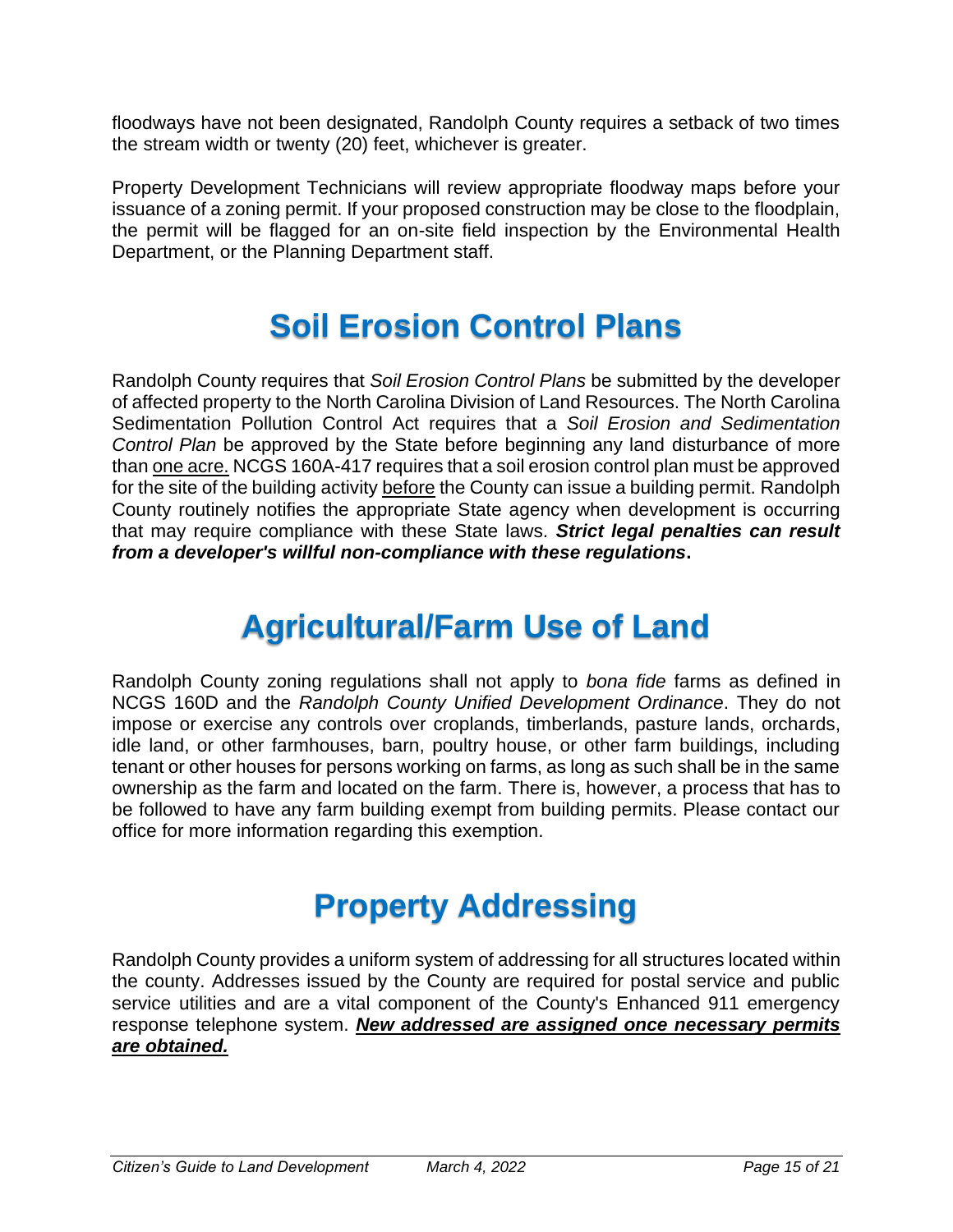floodways have not been designated, Randolph County requires a setback of two times the stream width or twenty (20) feet, whichever is greater.

Property Development Technicians will review appropriate floodway maps before your issuance of a zoning permit. If your proposed construction may be close to the floodplain, the permit will be flagged for an on-site field inspection by the Environmental Health Department, or the Planning Department staff.

# Soil Erosion Control Plans

Randolph County requires that *Soil Erosion Control Plans* be submitted by the developer of affected property to the North Carolina Division of Land Resources. The North Carolina Sedimentation Pollution Control Act requires that a *Soil Erosion and Sedimentation Control Plan* be approved by the State before beginning any land disturbance of more than <u>one acre.</u> NCGS 160A-417 requires that a soil erosion control plan must be approved for the site of the building activity <u>before</u> the County can issue a building permit. Randolph County routinely notifies the appropriate State agency when development is occurring that may require compliance with these State laws. ***Strict legal penalties can result from a developer's willful non-compliance with these regulations*****.**

# Agricultural/Farm Use of Land

Randolph County zoning regulations shall not apply to *bona fide* farms as defined in NCGS 160D and the *Randolph County Unified Development Ordinance*. They do not impose or exercise any controls over croplands, timberlands, pasture lands, orchards, idle land, or other farmhouses, barn, poultry house, or other farm buildings, including tenant or other houses for persons working on farms, as long as such shall be in the same ownership as the farm and located on the farm. There is, however, a process that has to be followed to have any farm building exempt from building permits. Please contact our office for more information regarding this exemption.

# Property Addressing

Randolph County provides a uniform system of addressing for all structures located within the county. Addresses issued by the County are required for postal service and public service utilities and are a vital component of the County's Enhanced 911 emergency response telephone system. <u>***New addressed are assigned once necessary permits are obtained.***</u>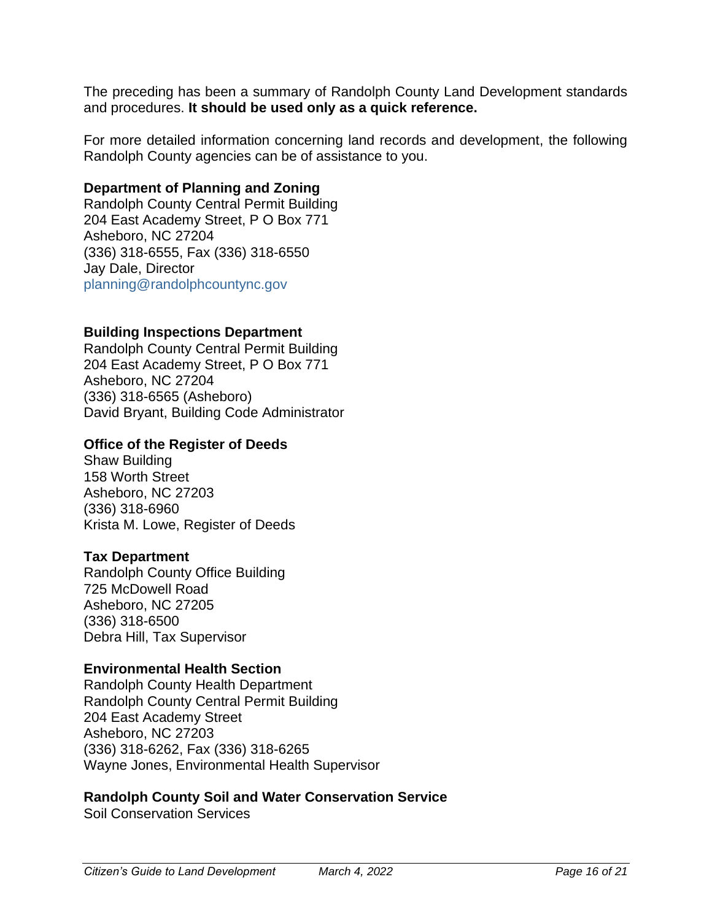The preceding has been a summary of Randolph County Land Development standards and procedures. **It should be used only as a quick reference.**

For more detailed information concerning land records and development, the following Randolph County agencies can be of assistance to you.

**Department of Planning and Zoning**
Randolph County Central Permit Building
204 East Academy Street, P O Box 771
Asheboro, NC 27204
(336) 318-6555, Fax (336) 318-6550
Jay Dale, Director
planning@randolphcountync.gov

**Building Inspections Department**
Randolph County Central Permit Building
204 East Academy Street, P O Box 771
Asheboro, NC 27204
(336) 318-6565 (Asheboro)
David Bryant, Building Code Administrator

**Office of the Register of Deeds**
Shaw Building
158 Worth Street
Asheboro, NC 27203
(336) 318-6960
Krista M. Lowe, Register of Deeds

**Tax Department**
Randolph County Office Building
725 McDowell Road
Asheboro, NC 27205
(336) 318-6500
Debra Hill, Tax Supervisor

**Environmental Health Section**
Randolph County Health Department
Randolph County Central Permit Building
204 East Academy Street
Asheboro, NC 27203
(336) 318-6262, Fax (336) 318-6265
Wayne Jones, Environmental Health Supervisor

**Randolph County Soil and Water Conservation Service**
Soil Conservation Services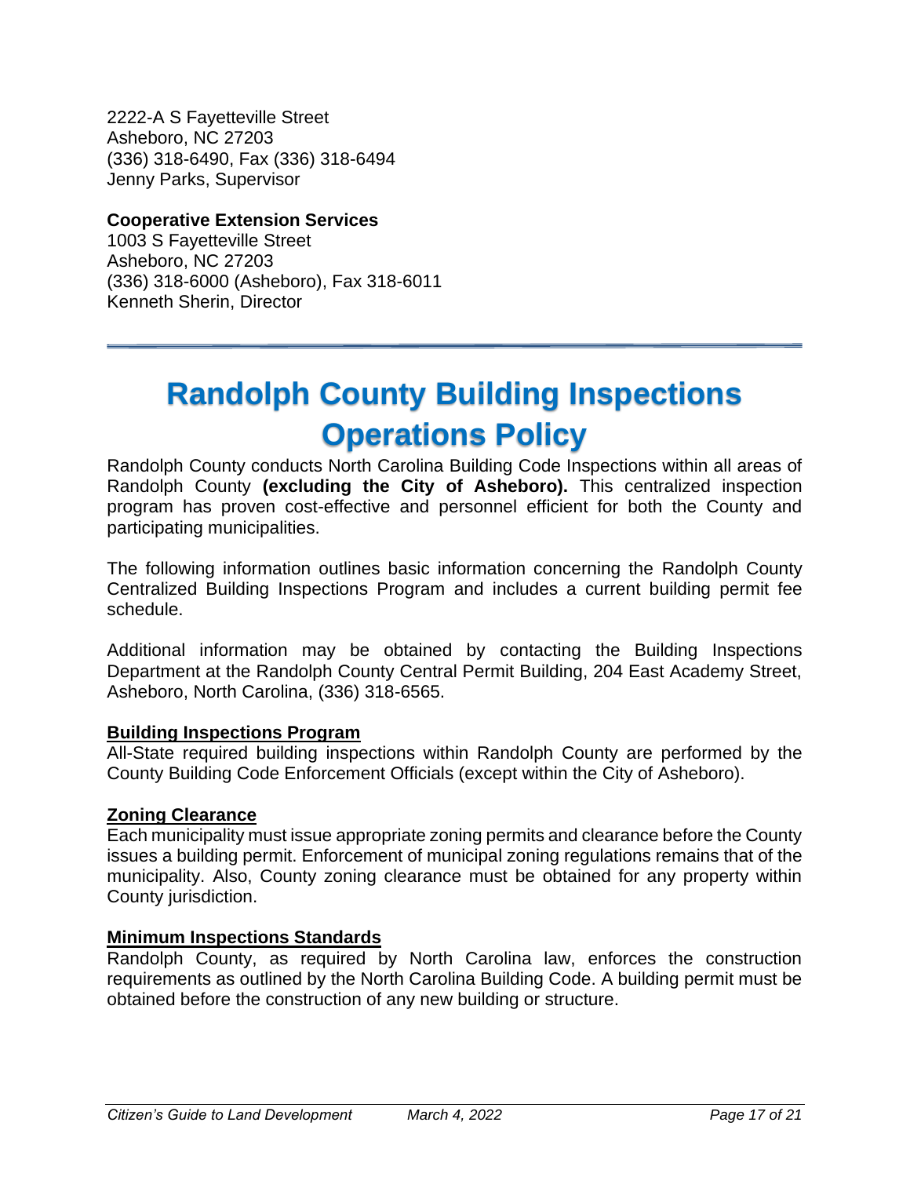2222-A S Fayetteville Street
Asheboro, NC 27203
(336) 318-6490, Fax (336) 318-6494
Jenny Parks, Supervisor

**Cooperative Extension Services**
1003 S Fayetteville Street
Asheboro, NC 27203
(336) 318-6000 (Asheboro), Fax 318-6011
Kenneth Sherin, Director

---

# Randolph County Building Inspections Operations Policy

Randolph County conducts North Carolina Building Code Inspections within all areas of Randolph County **(excluding the City of Asheboro).** This centralized inspection program has proven cost-effective and personnel efficient for both the County and participating municipalities.

The following information outlines basic information concerning the Randolph County Centralized Building Inspections Program and includes a current building permit fee schedule.

Additional information may be obtained by contacting the Building Inspections Department at the Randolph County Central Permit Building, 204 East Academy Street, Asheboro, North Carolina, (336) 318-6565.

**Building Inspections Program**

All-State required building inspections within Randolph County are performed by the County Building Code Enforcement Officials (except within the City of Asheboro).

**Zoning Clearance**

Each municipality must issue appropriate zoning permits and clearance before the County issues a building permit. Enforcement of municipal zoning regulations remains that of the municipality. Also, County zoning clearance must be obtained for any property within County jurisdiction.

**Minimum Inspections Standards**

Randolph County, as required by North Carolina law, enforces the construction requirements as outlined by the North Carolina Building Code. A building permit must be obtained before the construction of any new building or structure.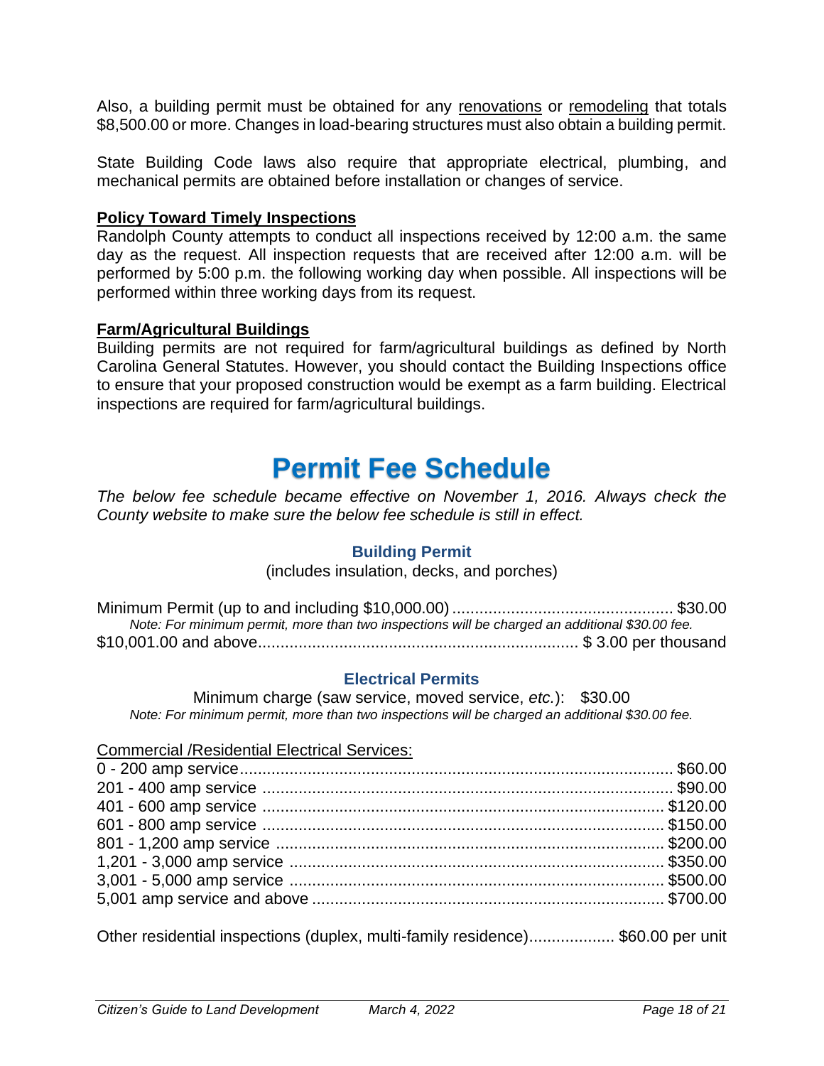Also, a building permit must be obtained for any renovations or remodeling that totals $8,500.00 or more. Changes in load-bearing structures must also obtain a building permit.

State Building Code laws also require that appropriate electrical, plumbing, and mechanical permits are obtained before installation or changes of service.

**Policy Toward Timely Inspections**

Randolph County attempts to conduct all inspections received by 12:00 a.m. the same day as the request. All inspection requests that are received after 12:00 a.m. will be performed by 5:00 p.m. the following working day when possible. All inspections will be performed within three working days from its request.

**Farm/Agricultural Buildings**

Building permits are not required for farm/agricultural buildings as defined by North Carolina General Statutes. However, you should contact the Building Inspections office to ensure that your proposed construction would be exempt as a farm building. Electrical inspections are required for farm/agricultural buildings.

# Permit Fee Schedule

*The below fee schedule became effective on November 1, 2016. Always check the County website to make sure the below fee schedule is still in effect.*

### Building Permit

(includes insulation, decks, and porches)

Minimum Permit (up to and including $10,000.00) ................................................ $30.00

*Note: For minimum permit, more than two inspections will be charged an additional $30.00 fee.*

$10,001.00 and above....................................................................... $ 3.00 per thousand

### Electrical Permits

Minimum charge (saw service, moved service, *etc.*): $30.00

*Note: For minimum permit, more than two inspections will be charged an additional $30.00 fee.*

Commercial /Residential Electrical Services:

| Service | Fee |
|---|---|
| 0 - 200 amp service | $60.00 |
| 201 - 400 amp service | $90.00 |
| 401 - 600 amp service | $120.00 |
| 601 - 800 amp service | $150.00 |
| 801 - 1,200 amp service | $200.00 |
| 1,201 - 3,000 amp service | $350.00 |
| 3,001 - 5,000 amp service | $500.00 |
| 5,001 amp service and above | $700.00 |

Other residential inspections (duplex, multi-family residence)................... $60.00 per unit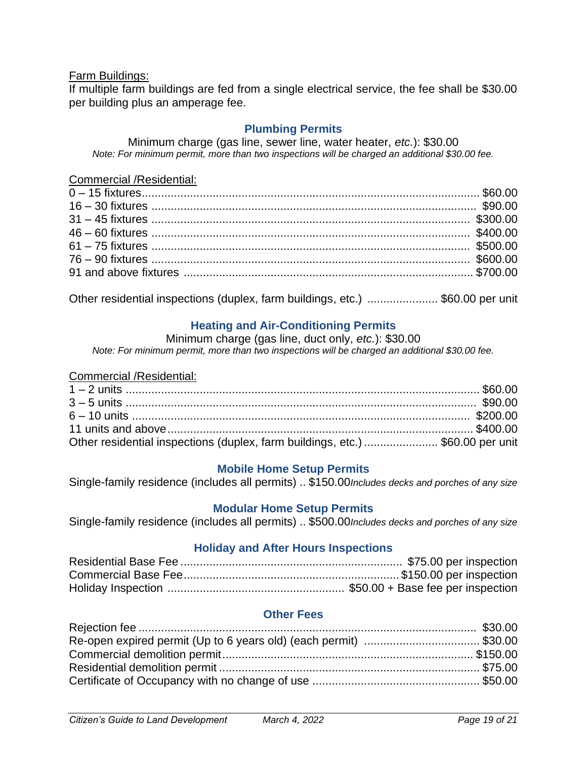Farm Buildings:

If multiple farm buildings are fed from a single electrical service, the fee shall be $30.00 per building plus an amperage fee.

## Plumbing Permits

Minimum charge (gas line, sewer line, water heater, *etc.*): $30.00

*Note: For minimum permit, more than two inspections will be charged an additional $30.00 fee.*

Commercial /Residential:

| | |
|---|---|
| 0 – 15 fixtures | $60.00 |
| 16 – 30 fixtures | $90.00 |
| 31 – 45 fixtures | $300.00 |
| 46 – 60 fixtures | $400.00 |
| 61 – 75 fixtures | $500.00 |
| 76 – 90 fixtures | $600.00 |
| 91 and above fixtures | $700.00 |

Other residential inspections (duplex, farm buildings, etc.) ...................... $60.00 per unit

## Heating and Air-Conditioning Permits

Minimum charge (gas line, duct only, *etc.*): $30.00

*Note: For minimum permit, more than two inspections will be charged an additional $30.00 fee.*

Commercial /Residential:

| | |
|---|---|
| 1 – 2 units | $60.00 |
| 3 – 5 units | $90.00 |
| 6 – 10 units | $200.00 |
| 11 units and above | $400.00 |
| Other residential inspections (duplex, farm buildings, etc.) | $60.00 per unit |

## Mobile Home Setup Permits

Single-family residence (includes all permits) .. $150.00 *Includes decks and porches of any size*

## Modular Home Setup Permits

Single-family residence (includes all permits) .. $500.00 *Includes decks and porches of any size*

## Holiday and After Hours Inspections

| | |
|---|---|
| Residential Base Fee | $75.00 per inspection |
| Commercial Base Fee | $150.00 per inspection |
| Holiday Inspection | $50.00 + Base fee per inspection |

## Other Fees

| | |
|---|---|
| Rejection fee | $30.00 |
| Re-open expired permit (Up to 6 years old) (each permit) | $30.00 |
| Commercial demolition permit | $150.00 |
| Residential demolition permit | $75.00 |
| Certificate of Occupancy with no change of use | $50.00 |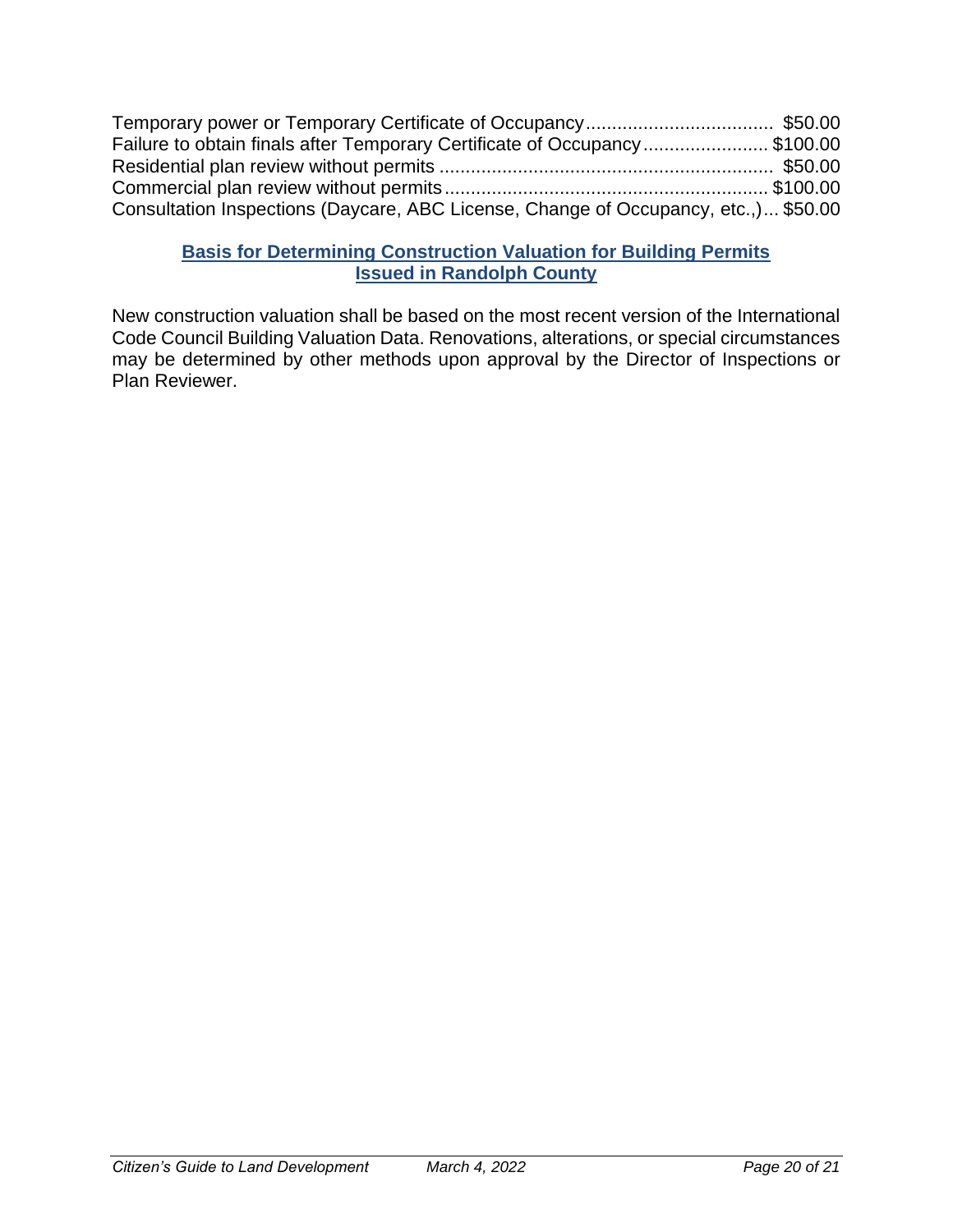Temporary power or Temporary Certificate of Occupancy.................................... $50.00
Failure to obtain finals after Temporary Certificate of Occupancy........................ $100.00
Residential plan review without permits ................................................................ $50.00
Commercial plan review without permits.............................................................. $100.00
Consultation Inspections (Daycare, ABC License, Change of Occupancy, etc.,)... $50.00

## Basis for Determining Construction Valuation for Building Permits Issued in Randolph County

New construction valuation shall be based on the most recent version of the International Code Council Building Valuation Data. Renovations, alterations, or special circumstances may be determined by other methods upon approval by the Director of Inspections or Plan Reviewer.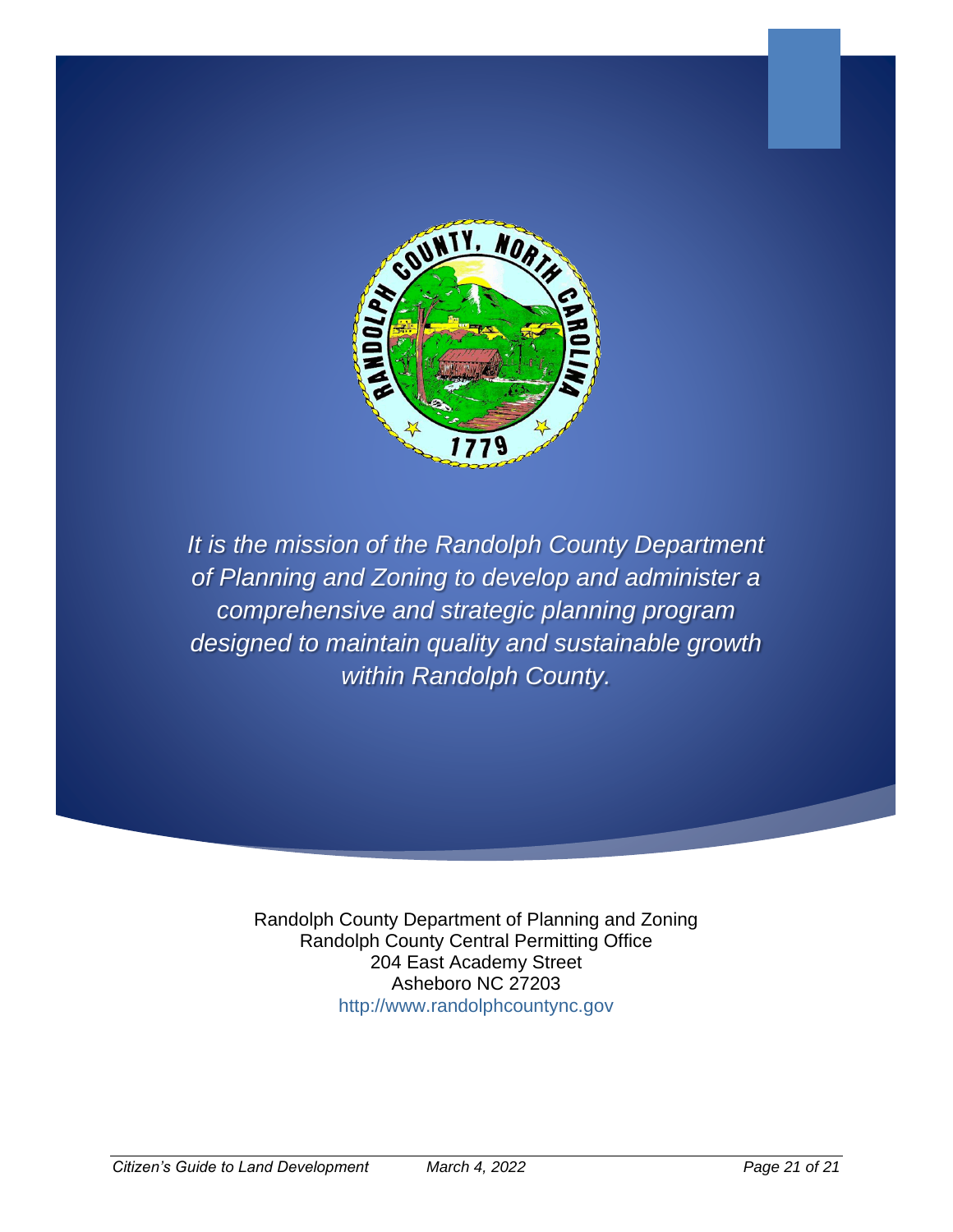*It is the mission of the Randolph County Department of Planning and Zoning to develop and administer a comprehensive and strategic planning program designed to maintain quality and sustainable growth within Randolph County.*

Randolph County Department of Planning and Zoning
Randolph County Central Permitting Office
204 East Academy Street
Asheboro NC 27203
http://www.randolphcountync.gov